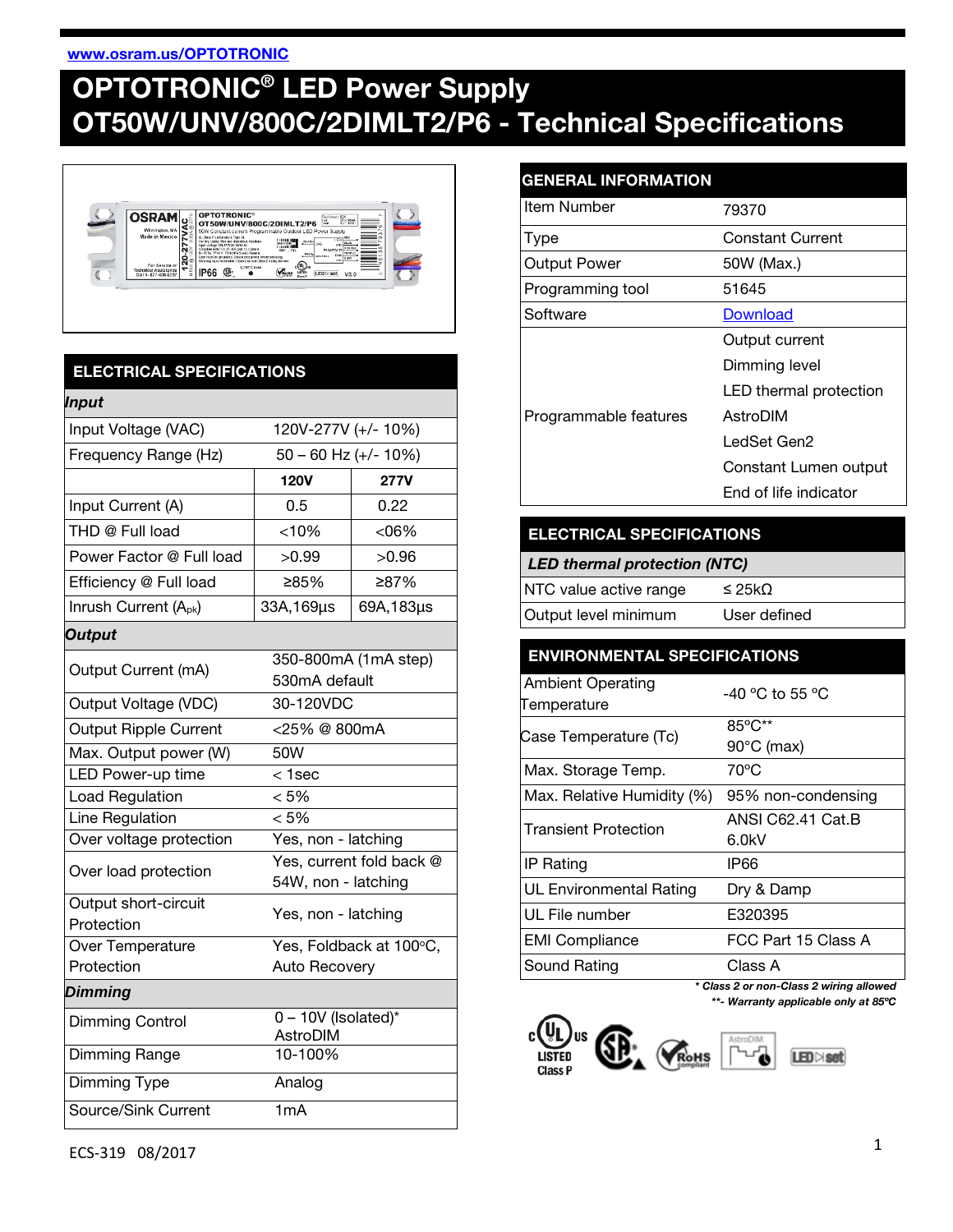www.osram.us/OPTOTRONIC

# OPTOTRONIC® LED Power Supply OT50W/UNV/800C/2DIMLT2/P6 - Technical Specifications

## ELECTRICAL SPECIFICATIONS

| ***Input*** | | |
|---|---|---|
| Input Voltage (VAC) | 120V-277V (+/- 10%) | |
| Frequency Range (Hz) | 50 – 60 Hz (+/- 10%) | |
| | **120V** | **277V** |
| Input Current (A) | 0.5 | 0.22 |
| THD @ Full load | <10% | <06% |
| Power Factor @ Full load | >0.99 | >0.96 |
| Efficiency @ Full load | ≥85% | ≥87% |
| Inrush Current ($A_{pk}$) | 33A,169µs | 69A,183µs |

| ***Output*** | |
|---|---|
| Output Current (mA) | 350-800mA (1mA step) 530mA default |
| Output Voltage (VDC) | 30-120VDC |
| Output Ripple Current | <25% @ 800mA |
| Max. Output power (W) | 50W |
| LED Power-up time | < 1sec |
| Load Regulation | < 5% |
| Line Regulation | < 5% |
| Over voltage protection | Yes, non - latching |
| Over load protection | Yes, current fold back @ 54W, non - latching |
| Output short-circuit Protection | Yes, non - latching |
| Over Temperature Protection | Yes, Foldback at 100°C, Auto Recovery |

| ***Dimming*** | |
|---|---|
| Dimming Control | 0 – 10V (Isolated)* AstroDIM |
| Dimming Range | 10-100% |
| Dimming Type | Analog |
| Source/Sink Current | 1mA |

## GENERAL INFORMATION

| | |
|---|---|
| Item Number | 79370 |
| Type | Constant Current |
| Output Power | 50W (Max.) |
| Programming tool | 51645 |
| Software | Download |
| Programmable features | Output current<br>Dimming level<br>LED thermal protection<br>AstroDIM<br>LedSet Gen2<br>Constant Lumen output<br>End of life indicator |

## ELECTRICAL SPECIFICATIONS

| ***LED thermal protection (NTC)*** | |
|---|---|
| NTC value active range | ≤ 25kΩ |
| Output level minimum | User defined |

## ENVIRONMENTAL SPECIFICATIONS

| | |
|---|---|
| Ambient Operating Temperature | -40 °C to 55 °C |
| Case Temperature (Tc) | 85°C**<br>90°C (max) |
| Max. Storage Temp. | 70°C |
| Max. Relative Humidity (%) | 95% non-condensing |
| Transient Protection | ANSI C62.41 Cat.B 6.0kV |
| IP Rating | IP66 |
| UL Environmental Rating | Dry & Damp |
| UL File number | E320395 |
| EMI Compliance | FCC Part 15 Class A |
| Sound Rating | Class A |

*\* Class 2 or non-Class 2 wiring allowed*

*\*\*- Warranty applicable only at 85ºC*

ECS-319 08/2017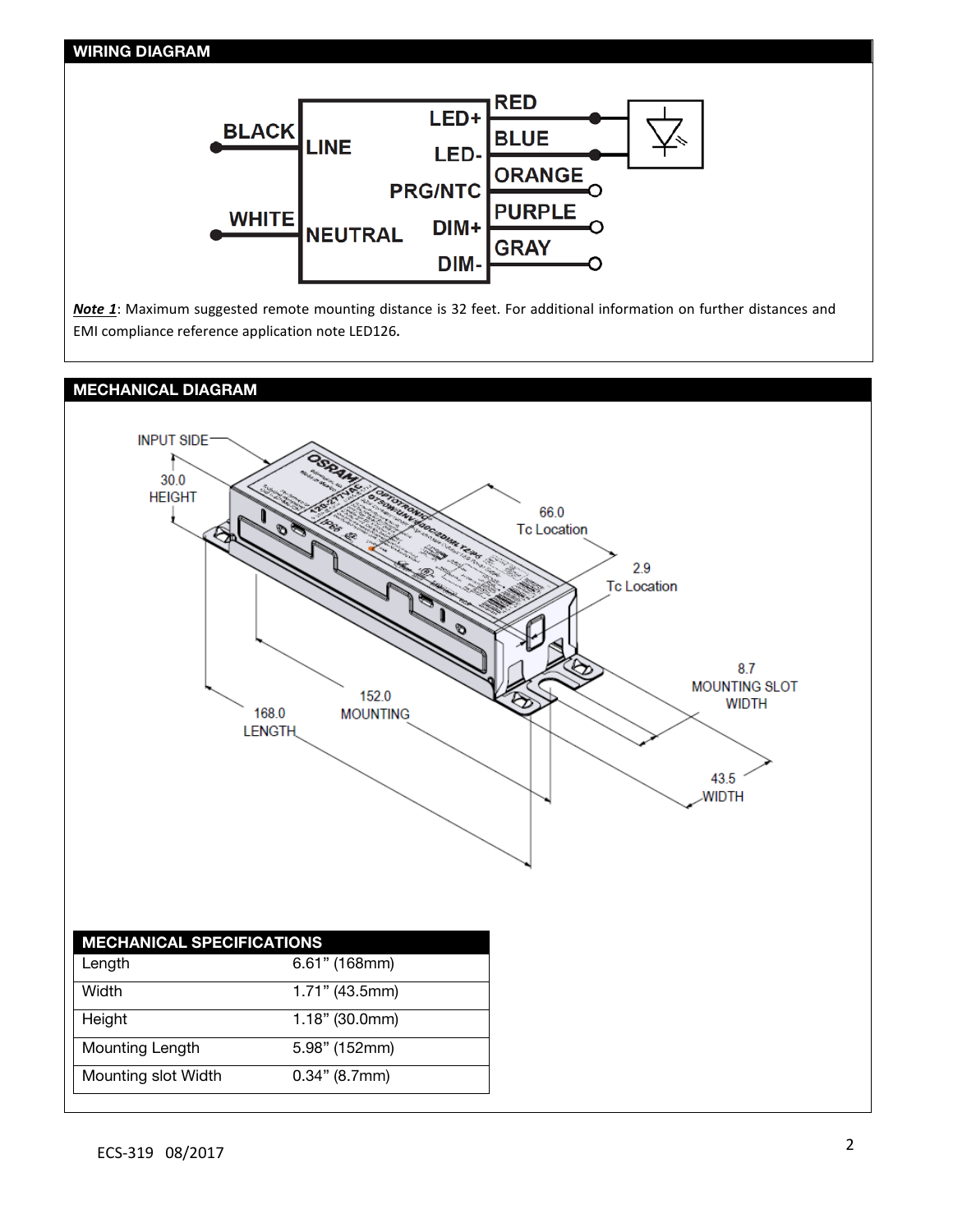## WIRING DIAGRAM

***Note 1***: Maximum suggested remote mounting distance is 32 feet. For additional information on further distances and EMI compliance reference application note LED126.

## MECHANICAL DIAGRAM

| MECHANICAL SPECIFICATIONS | |
|---|---|
| Length | 6.61" (168mm) |
| Width | 1.71" (43.5mm) |
| Height | 1.18" (30.0mm) |
| Mounting Length | 5.98" (152mm) |
| Mounting slot Width | 0.34" (8.7mm) |

ECS-319 08/2017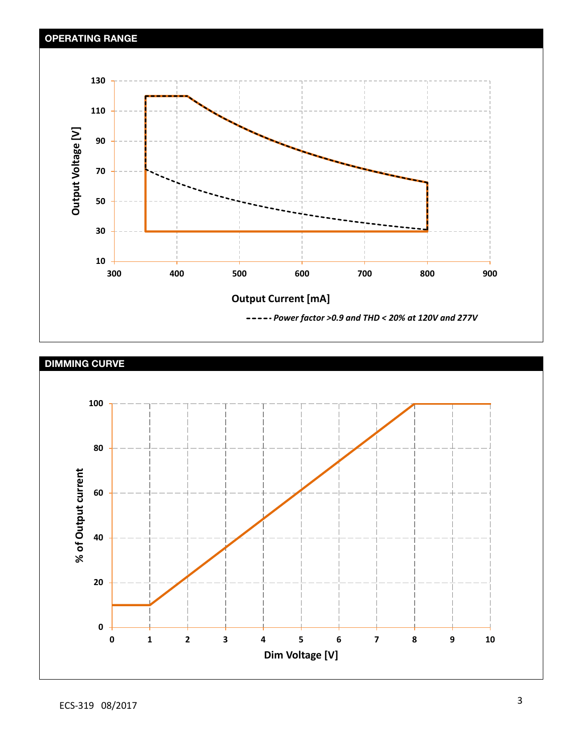## OPERATING RANGE

Output Voltage [V]

130, 110, 90, 70, 50, 30, 10

300, 400, 500, 600, 700, 800, 900

Output Current [mA]

*----- Power factor >0.9 and THD < 20% at 120V and 277V*

## DIMMING CURVE

% of Output current

100, 80, 60, 40, 20, 0

0, 1, 2, 3, 4, 5, 6, 7, 8, 9, 10

Dim Voltage [V]

ECS-319 08/2017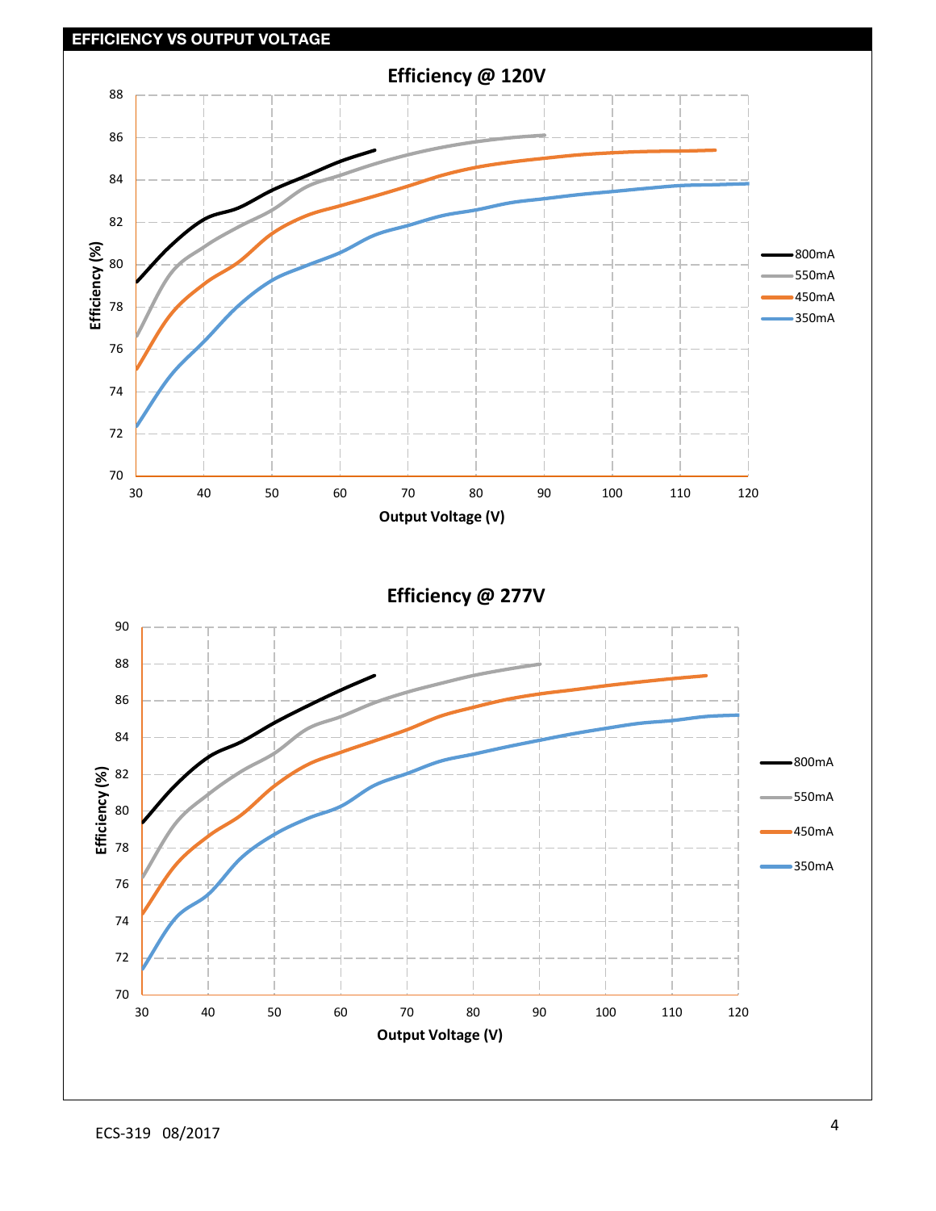## EFFICIENCY VS OUTPUT VOLTAGE

**Efficiency @ 120V**

Efficiency (%) (70–88) vs Output Voltage (V) (30–120)

Legend: 800mA, 550mA, 450mA, 350mA

**Efficiency @ 277V**

Efficiency (%) (70–90) vs Output Voltage (V) (30–120)

Legend: 800mA, 550mA, 450mA, 350mA

ECS-319 08/2017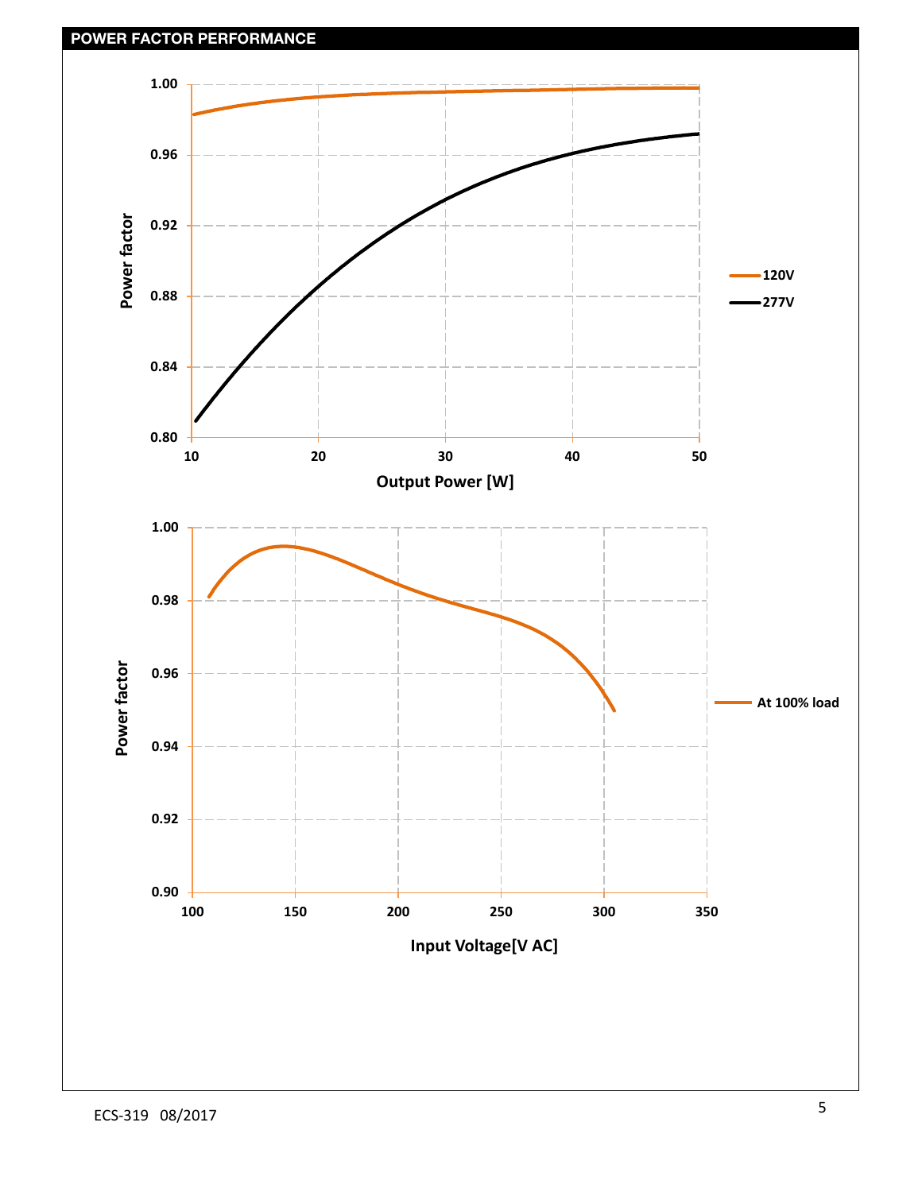## POWER FACTOR PERFORMANCE

Power factor vs. Output Power [W] (0.80–1.00, 10–50 W); legend: 120V, 277V

Power factor vs. Input Voltage [V AC] (0.90–1.00, 100–350 V AC); legend: At 100% load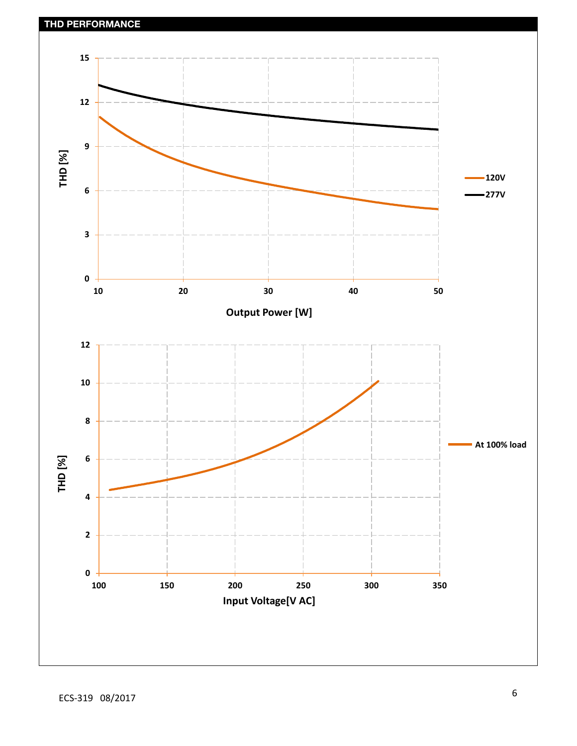## THD PERFORMANCE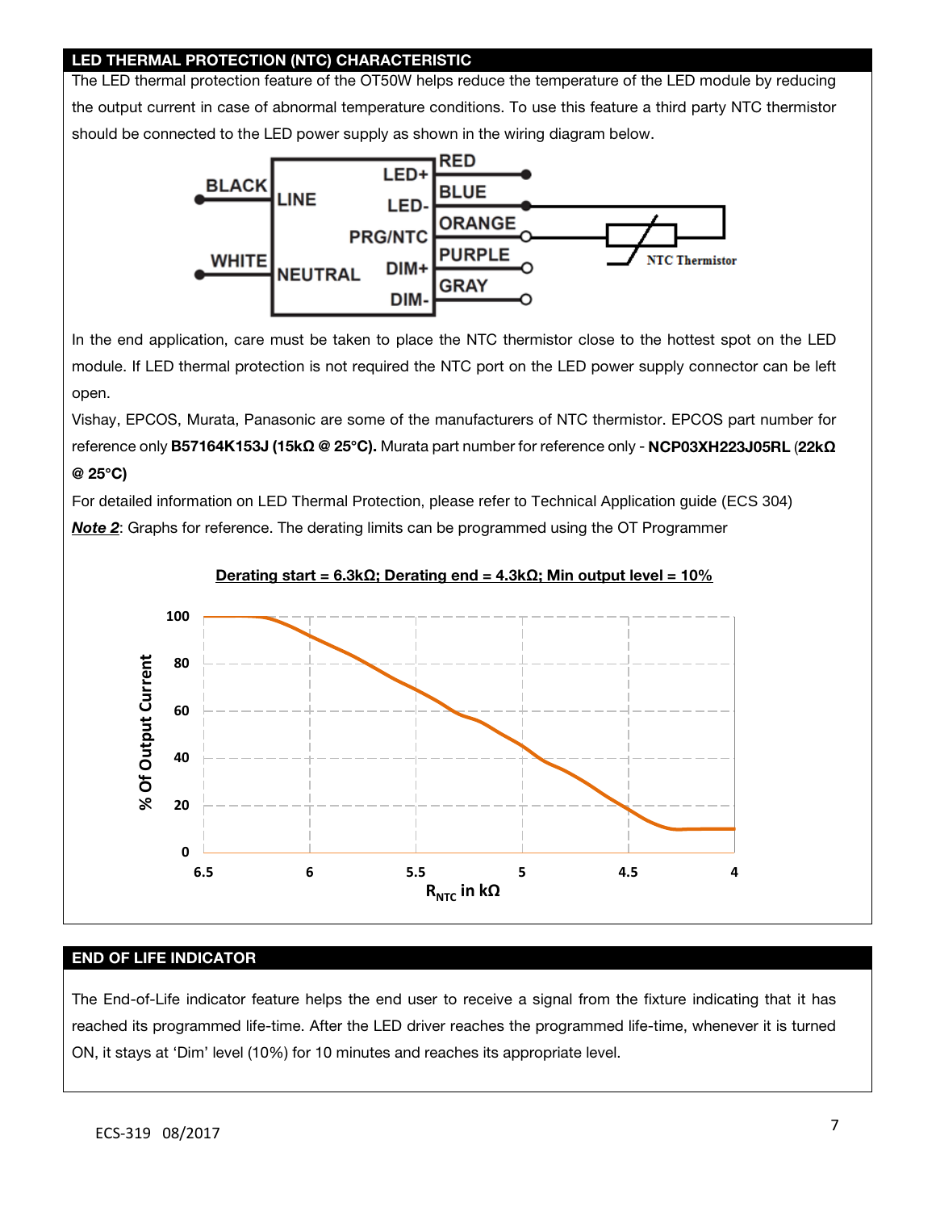## LED THERMAL PROTECTION (NTC) CHARACTERISTIC

The LED thermal protection feature of the OT50W helps reduce the temperature of the LED module by reducing the output current in case of abnormal temperature conditions. To use this feature a third party NTC thermistor should be connected to the LED power supply as shown in the wiring diagram below.

BLACK — LINE; WHITE — NEUTRAL; LED+ — RED; LED- — BLUE; PRG/NTC — ORANGE; DIM+ — PURPLE; DIM- — GRAY; NTC Thermistor

In the end application, care must be taken to place the NTC thermistor close to the hottest spot on the LED module. If LED thermal protection is not required the NTC port on the LED power supply connector can be left open.

Vishay, EPCOS, Murata, Panasonic are some of the manufacturers of NTC thermistor. EPCOS part number for reference only **B57164K153J (15kΩ @ 25°C).** Murata part number for reference only - **NCP03XH223J05RL** (**22kΩ @ 25°C)**

For detailed information on LED Thermal Protection, please refer to Technical Application guide (ECS 304)

***Note 2***: Graphs for reference. The derating limits can be programmed using the OT Programmer

**Derating start = 6.3kΩ; Derating end = 4.3kΩ; Min output level = 10%**

% Of Output Current (0–100) vs. $R_{NTC}$ in kΩ (6.5 to 4)

## END OF LIFE INDICATOR

The End-of-Life indicator feature helps the end user to receive a signal from the fixture indicating that it has reached its programmed life-time. After the LED driver reaches the programmed life-time, whenever it is turned ON, it stays at 'Dim' level (10%) for 10 minutes and reaches its appropriate level.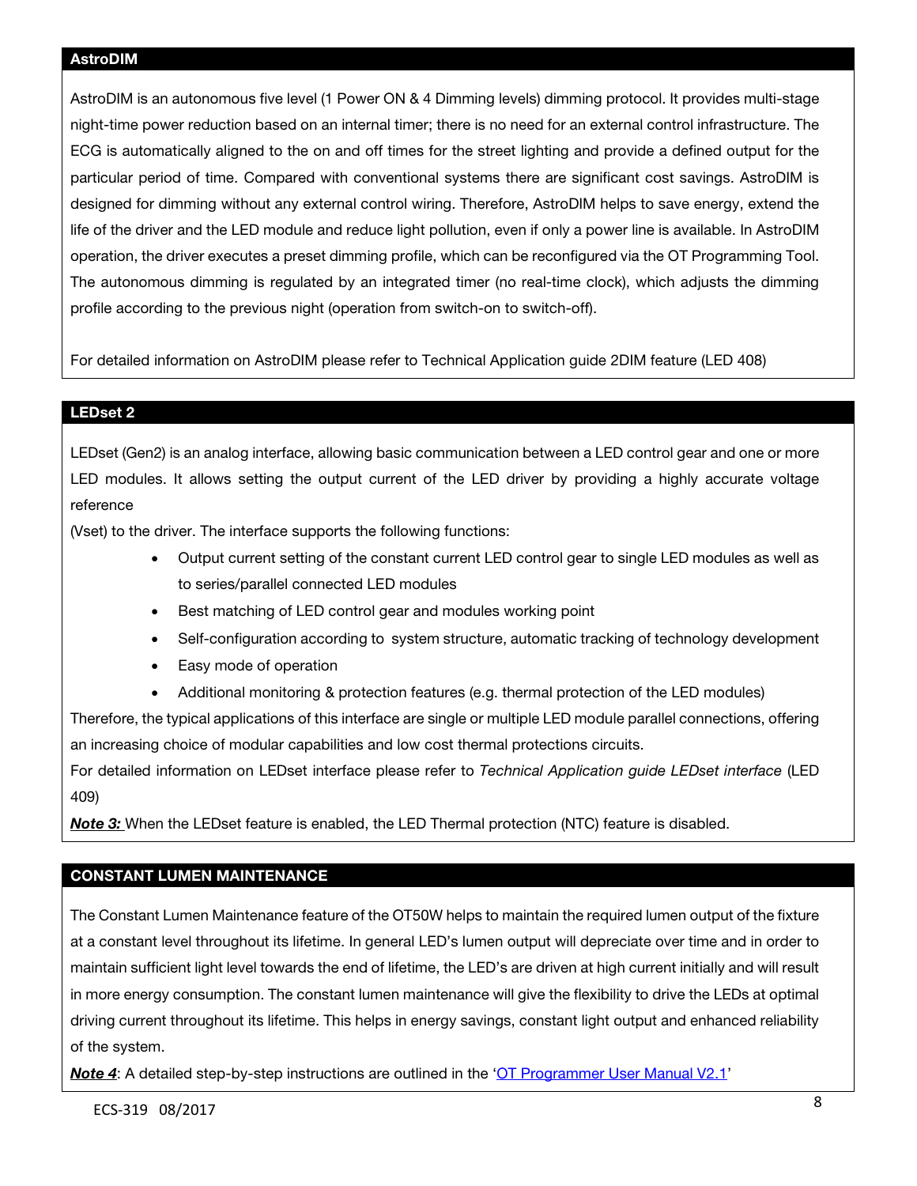## AstroDIM

AstroDIM is an autonomous five level (1 Power ON & 4 Dimming levels) dimming protocol. It provides multi-stage night-time power reduction based on an internal timer; there is no need for an external control infrastructure. The ECG is automatically aligned to the on and off times for the street lighting and provide a defined output for the particular period of time. Compared with conventional systems there are significant cost savings. AstroDIM is designed for dimming without any external control wiring. Therefore, AstroDIM helps to save energy, extend the life of the driver and the LED module and reduce light pollution, even if only a power line is available. In AstroDIM operation, the driver executes a preset dimming profile, which can be reconfigured via the OT Programming Tool. The autonomous dimming is regulated by an integrated timer (no real-time clock), which adjusts the dimming profile according to the previous night (operation from switch-on to switch-off).

For detailed information on AstroDIM please refer to Technical Application guide 2DIM feature (LED 408)

## LEDset 2

LEDset (Gen2) is an analog interface, allowing basic communication between a LED control gear and one or more LED modules. It allows setting the output current of the LED driver by providing a highly accurate voltage reference
(Vset) to the driver. The interface supports the following functions:

- Output current setting of the constant current LED control gear to single LED modules as well as to series/parallel connected LED modules
- Best matching of LED control gear and modules working point
- Self-configuration according to system structure, automatic tracking of technology development
- Easy mode of operation
- Additional monitoring & protection features (e.g. thermal protection of the LED modules)

Therefore, the typical applications of this interface are single or multiple LED module parallel connections, offering an increasing choice of modular capabilities and low cost thermal protections circuits.
For detailed information on LEDset interface please refer to *Technical Application guide LEDset interface* (LED 409)

***Note 3:*** When the LEDset feature is enabled, the LED Thermal protection (NTC) feature is disabled.

## CONSTANT LUMEN MAINTENANCE

The Constant Lumen Maintenance feature of the OT50W helps to maintain the required lumen output of the fixture at a constant level throughout its lifetime. In general LED's lumen output will depreciate over time and in order to maintain sufficient light level towards the end of lifetime, the LED's are driven at high current initially and will result in more energy consumption. The constant lumen maintenance will give the flexibility to drive the LEDs at optimal driving current throughout its lifetime. This helps in energy savings, constant light output and enhanced reliability of the system.

***Note 4***: A detailed step-by-step instructions are outlined in the 'OT Programmer User Manual V2.1'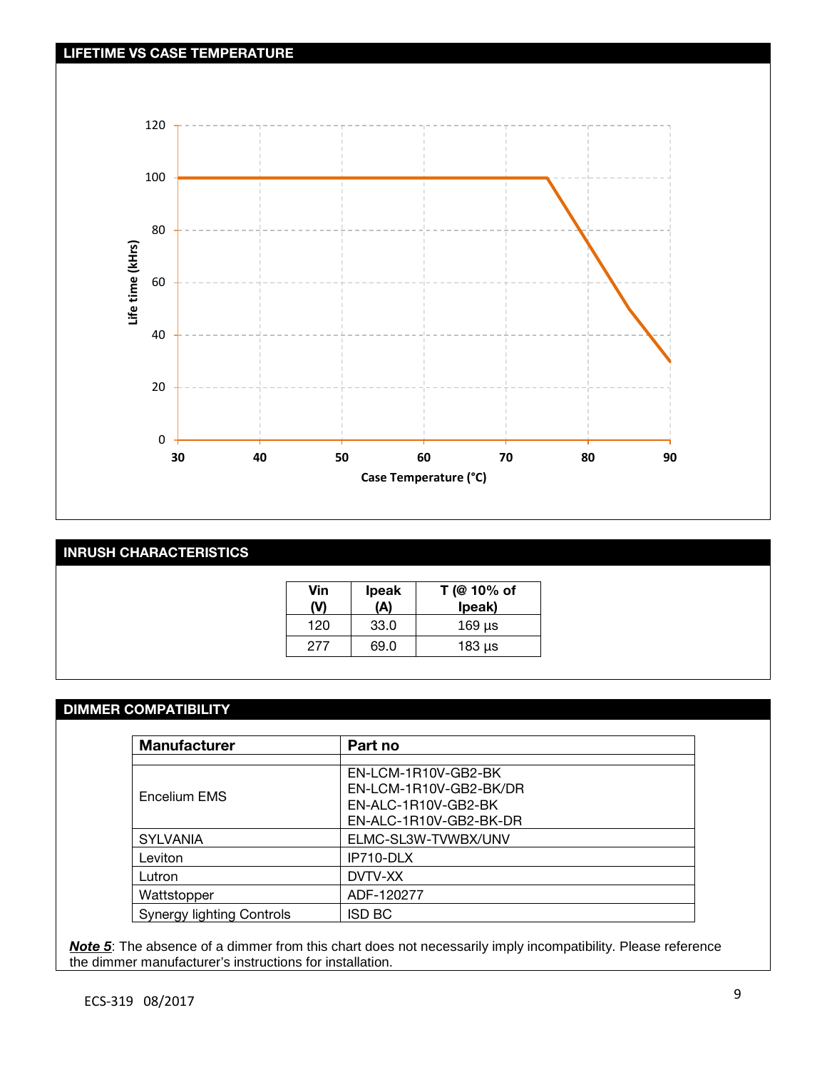## LIFETIME VS CASE TEMPERATURE

## INRUSH CHARACTERISTICS

| Vin (V) | Ipeak (A) | T (@ 10% of Ipeak) |
|---|---|---|
| 120 | 33.0 | 169 µs |
| 277 | 69.0 | 183 µs |

## DIMMER COMPATIBILITY

| Manufacturer | Part no |
|---|---|
| | |
| Encelium EMS | EN-LCM-1R10V-GB2-BK<br>EN-LCM-1R10V-GB2-BK/DR<br>EN-ALC-1R10V-GB2-BK<br>EN-ALC-1R10V-GB2-BK-DR |
| SYLVANIA | ELMC-SL3W-TVWBX/UNV |
| Leviton | IP710-DLX |
| Lutron | DVTV-XX |
| Wattstopper | ADF-120277 |
| Synergy lighting Controls | ISD BC |

***Note 5***: The absence of a dimmer from this chart does not necessarily imply incompatibility. Please reference the dimmer manufacturer's instructions for installation.

ECS-319 08/2017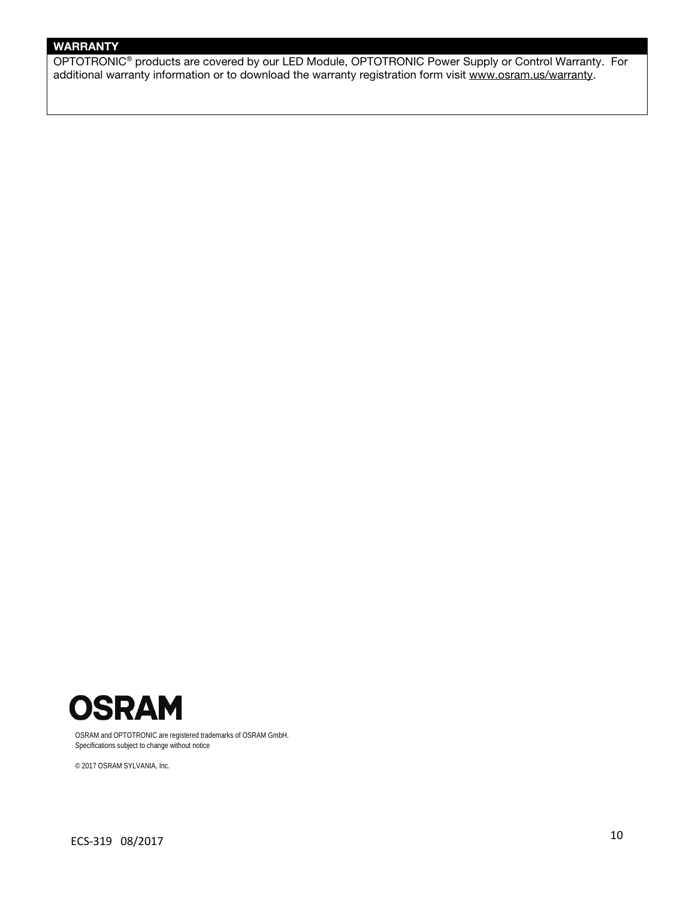## WARRANTY

OPTOTRONIC® products are covered by our LED Module, OPTOTRONIC Power Supply or Control Warranty. For additional warranty information or to download the warranty registration form visit www.osram.us/warranty.

**OSRAM**

OSRAM and OPTOTRONIC are registered trademarks of OSRAM GmbH.
Specifications subject to change without notice

© 2017 OSRAM SYLVANIA, Inc.

ECS-319 08/2017